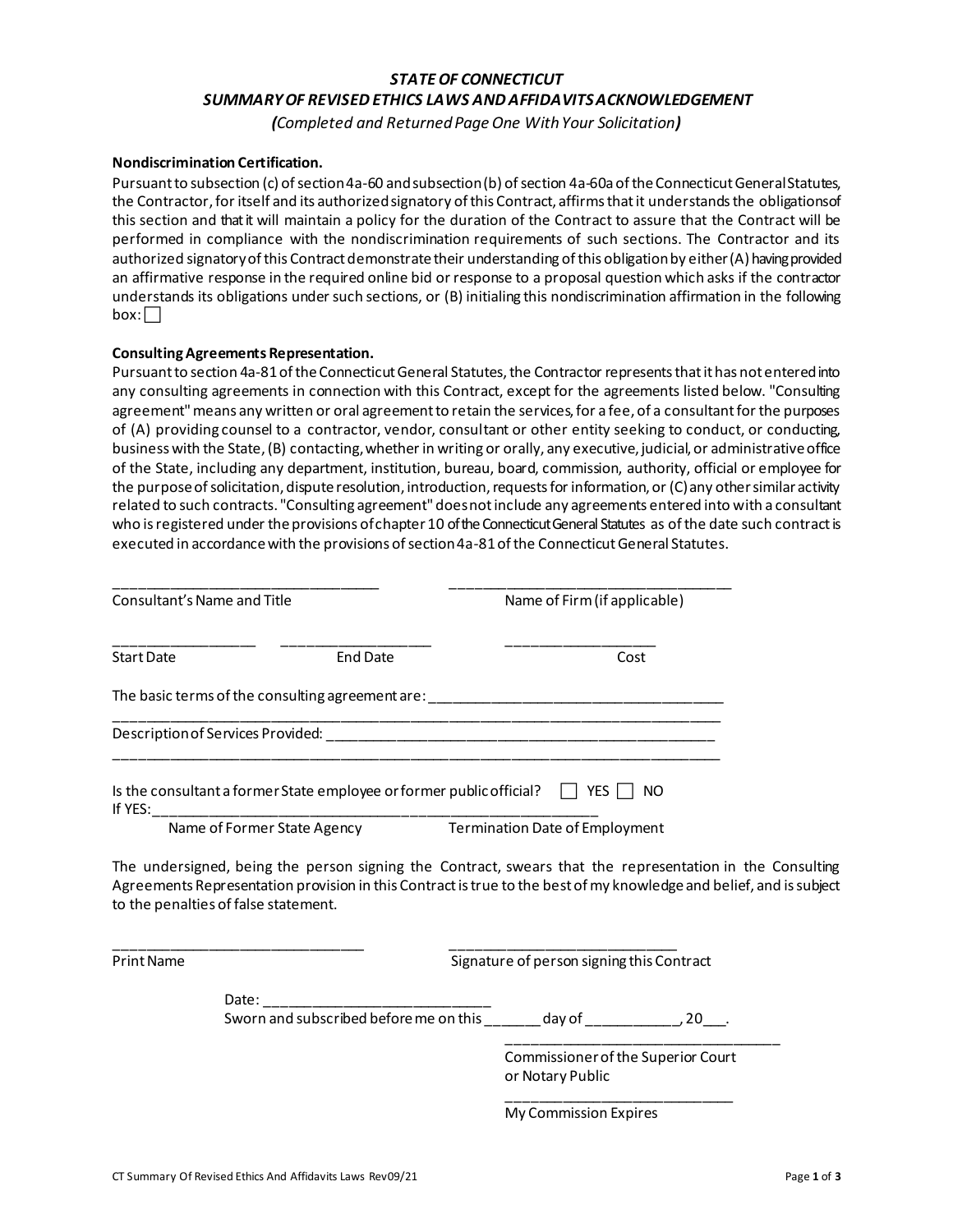# *STATE OF CONNECTICUT*

## *SUMMARY OF REVISED ETHICS LAWS AND AFFIDAVITS ACKNOWLEDGEMENT*

***(**Completed and Returned Page One With Your Solicitation**)***

**Nondiscrimination Certification.**

Pursuant to subsection (c) of section 4a-60 and subsection (b) of section 4a-60a of the Connecticut General Statutes, the Contractor, for itself and its authorized signatory of this Contract, affirms that it understands the obligations of this section and that it will maintain a policy for the duration of the Contract to assure that the Contract will be performed in compliance with the nondiscrimination requirements of such sections. The Contractor and its authorized signatory of this Contract demonstrate their understanding of this obligation by either (A) having provided an affirmative response in the required online bid or response to a proposal question which asks if the contractor understands its obligations under such sections, or (B) initialing this nondiscrimination affirmation in the following box: ☐

**Consulting Agreements Representation.**

Pursuant to section 4a-81 of the Connecticut General Statutes, the Contractor represents that it has not entered into any consulting agreements in connection with this Contract, except for the agreements listed below. "Consulting agreement" means any written or oral agreement to retain the services, for a fee, of a consultant for the purposes of (A) providing counsel to a contractor, vendor, consultant or other entity seeking to conduct, or conducting, business with the State, (B) contacting, whether in writing or orally, any executive, judicial, or administrative office of the State, including any department, institution, bureau, board, commission, authority, official or employee for the purpose of solicitation, dispute resolution, introduction, requests for information, or (C) any other similar activity related to such contracts. "Consulting agreement" does not include any agreements entered into with a consultant who is registered under the provisions of chapter 10 of the Connecticut General Statutes as of the date such contract is executed in accordance with the provisions of section 4a-81 of the Connecticut General Statutes.

________________________________ ________________________________
Consultant's Name and Title Name of Firm (if applicable)

_________________ __________________ __________________
Start Date End Date Cost

The basic terms of the consulting agreement are: ____________________________________
_________________________________________________________________________

Description of Services Provided: __________________________________________________
_________________________________________________________________________

Is the consultant a former State employee or former public official? ☐ YES ☐ NO

If YES: ________________________________________________________________
Name of Former State Agency Termination Date of Employment

The undersigned, being the person signing the Contract, swears that the representation in the Consulting Agreements Representation provision in this Contract is true to the best of my knowledge and belief, and is subject to the penalties of false statement.

________________________________ ____________________________
Print Name Signature of person signing this Contract

Date: ____________________________

Sworn and subscribed before me on this _______ day of ___________, 20___.

__________________________________
Commissioner of the Superior Court
or Notary Public

______________________________
My Commission Expires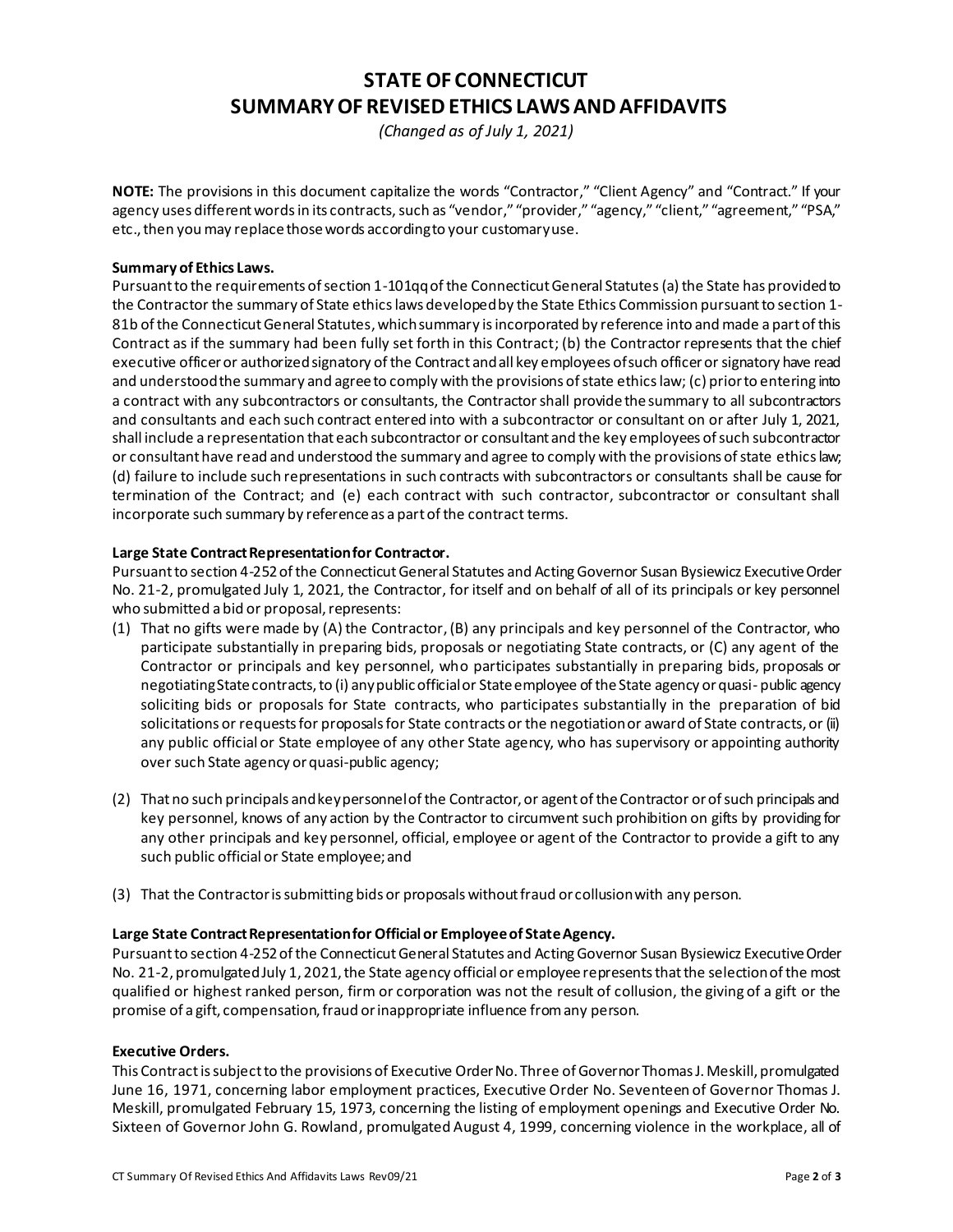# STATE OF CONNECTICUT
# SUMMARY OF REVISED ETHICS LAWS AND AFFIDAVITS

*(Changed as of July 1, 2021)*

**NOTE:** The provisions in this document capitalize the words "Contractor," "Client Agency" and "Contract." If your agency uses different words in its contracts, such as "vendor," "provider," "agency," "client," "agreement," "PSA," etc., then you may replace those words according to your customary use.

**Summary of Ethics Laws.**

Pursuant to the requirements of section 1-101qq of the Connecticut General Statutes (a) the State has provided to the Contractor the summary of State ethics laws developed by the State Ethics Commission pursuant to section 1-81b of the Connecticut General Statutes, which summary is incorporated by reference into and made a part of this Contract as if the summary had been fully set forth in this Contract; (b) the Contractor represents that the chief executive officer or authorized signatory of the Contract and all key employees of such officer or signatory have read and understood the summary and agree to comply with the provisions of state ethics law; (c) prior to entering into a contract with any subcontractors or consultants, the Contractor shall provide the summary to all subcontractors and consultants and each such contract entered into with a subcontractor or consultant on or after July 1, 2021, shall include a representation that each subcontractor or consultant and the key employees of such subcontractor or consultant have read and understood the summary and agree to comply with the provisions of state ethics law; (d) failure to include such representations in such contracts with subcontractors or consultants shall be cause for termination of the Contract; and (e) each contract with such contractor, subcontractor or consultant shall incorporate such summary by reference as a part of the contract terms.

**Large State Contract Representation for Contractor.**

Pursuant to section 4-252 of the Connecticut General Statutes and Acting Governor Susan Bysiewicz Executive Order No. 21-2, promulgated July 1, 2021, the Contractor, for itself and on behalf of all of its principals or key personnel who submitted a bid or proposal, represents:

(1) That no gifts were made by (A) the Contractor, (B) any principals and key personnel of the Contractor, who participate substantially in preparing bids, proposals or negotiating State contracts, or (C) any agent of the Contractor or principals and key personnel, who participates substantially in preparing bids, proposals or negotiating State contracts, to (i) any public official or State employee of the State agency or quasi-public agency soliciting bids or proposals for State contracts, who participates substantially in the preparation of bid solicitations or requests for proposals for State contracts or the negotiation or award of State contracts, or (ii) any public official or State employee of any other State agency, who has supervisory or appointing authority over such State agency or quasi-public agency;

(2) That no such principals and key personnel of the Contractor, or agent of the Contractor or of such principals and key personnel, knows of any action by the Contractor to circumvent such prohibition on gifts by providing for any other principals and key personnel, official, employee or agent of the Contractor to provide a gift to any such public official or State employee; and

(3) That the Contractor is submitting bids or proposals without fraud or collusion with any person.

**Large State Contract Representation for Official or Employee of State Agency.**

Pursuant to section 4-252 of the Connecticut General Statutes and Acting Governor Susan Bysiewicz Executive Order No. 21-2, promulgated July 1, 2021, the State agency official or employee represents that the selection of the most qualified or highest ranked person, firm or corporation was not the result of collusion, the giving of a gift or the promise of a gift, compensation, fraud or inappropriate influence from any person.

**Executive Orders.**

This Contract is subject to the provisions of Executive Order No. Three of Governor Thomas J. Meskill, promulgated June 16, 1971, concerning labor employment practices, Executive Order No. Seventeen of Governor Thomas J. Meskill, promulgated February 15, 1973, concerning the listing of employment openings and Executive Order No. Sixteen of Governor John G. Rowland, promulgated August 4, 1999, concerning violence in the workplace, all of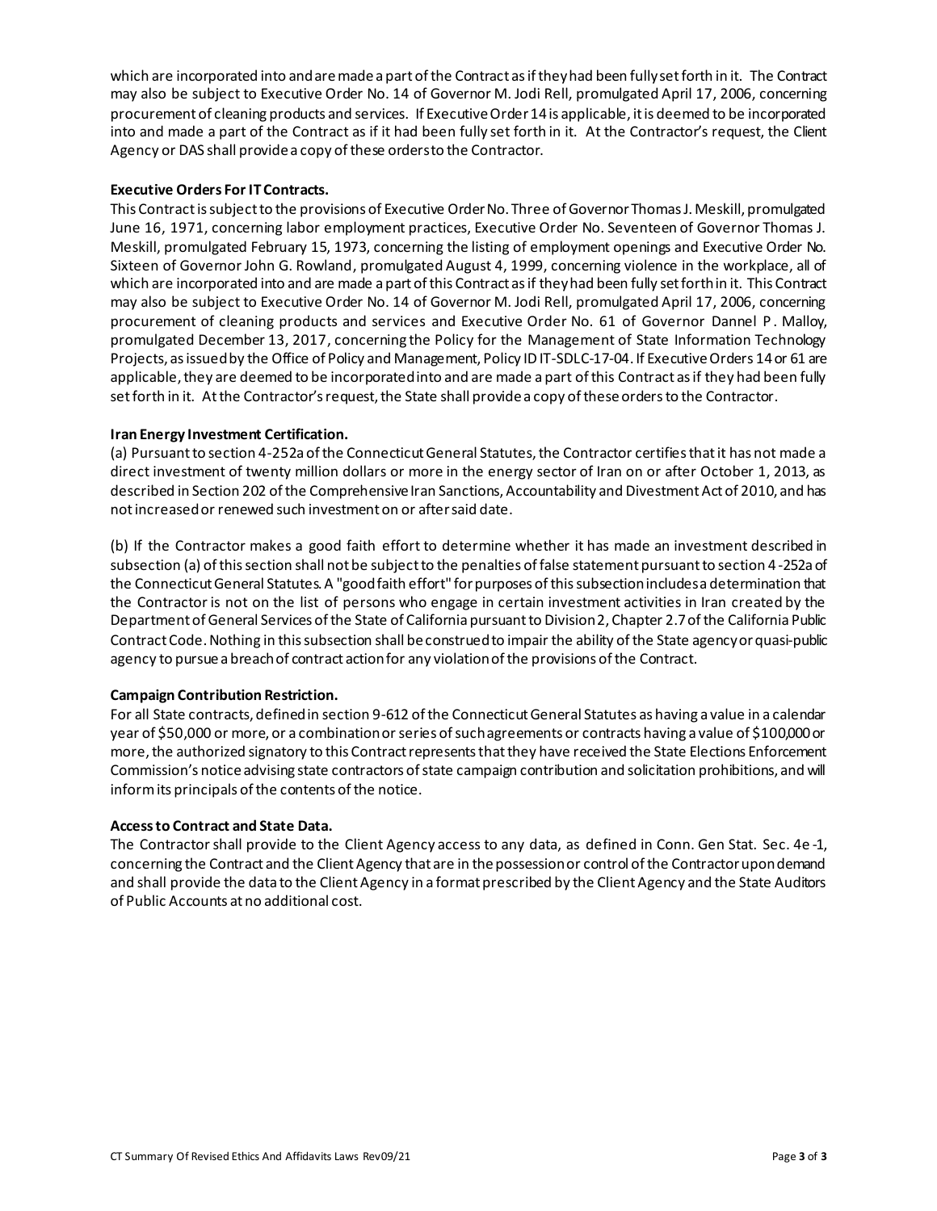which are incorporated into and are made a part of the Contract as if they had been fully set forth in it. The Contract may also be subject to Executive Order No. 14 of Governor M. Jodi Rell, promulgated April 17, 2006, concerning procurement of cleaning products and services. If Executive Order 14 is applicable, it is deemed to be incorporated into and made a part of the Contract as if it had been fully set forth in it. At the Contractor's request, the Client Agency or DAS shall provide a copy of these orders to the Contractor.

**Executive Orders For IT Contracts.**

This Contract is subject to the provisions of Executive Order No. Three of Governor Thomas J. Meskill, promulgated June 16, 1971, concerning labor employment practices, Executive Order No. Seventeen of Governor Thomas J. Meskill, promulgated February 15, 1973, concerning the listing of employment openings and Executive Order No. Sixteen of Governor John G. Rowland, promulgated August 4, 1999, concerning violence in the workplace, all of which are incorporated into and are made a part of this Contract as if they had been fully set forth in it. This Contract may also be subject to Executive Order No. 14 of Governor M. Jodi Rell, promulgated April 17, 2006, concerning procurement of cleaning products and services and Executive Order No. 61 of Governor Dannel P. Malloy, promulgated December 13, 2017, concerning the Policy for the Management of State Information Technology Projects, as issued by the Office of Policy and Management, Policy ID IT-SDLC-17-04. If Executive Orders 14 or 61 are applicable, they are deemed to be incorporated into and are made a part of this Contract as if they had been fully set forth in it. At the Contractor's request, the State shall provide a copy of these orders to the Contractor.

**Iran Energy Investment Certification.**

(a) Pursuant to section 4-252a of the Connecticut General Statutes, the Contractor certifies that it has not made a direct investment of twenty million dollars or more in the energy sector of Iran on or after October 1, 2013, as described in Section 202 of the Comprehensive Iran Sanctions, Accountability and Divestment Act of 2010, and has not increased or renewed such investment on or after said date.

(b) If the Contractor makes a good faith effort to determine whether it has made an investment described in subsection (a) of this section shall not be subject to the penalties of false statement pursuant to section 4-252a of the Connecticut General Statutes. A "good faith effort" for purposes of this subsection includes a determination that the Contractor is not on the list of persons who engage in certain investment activities in Iran created by the Department of General Services of the State of California pursuant to Division 2, Chapter 2.7 of the California Public Contract Code. Nothing in this subsection shall be construed to impair the ability of the State agency or quasi-public agency to pursue a breach of contract action for any violation of the provisions of the Contract.

**Campaign Contribution Restriction.**

For all State contracts, defined in section 9-612 of the Connecticut General Statutes as having a value in a calendar year of $50,000 or more, or a combination or series of such agreements or contracts having a value of $100,000 or more, the authorized signatory to this Contract represents that they have received the State Elections Enforcement Commission's notice advising state contractors of state campaign contribution and solicitation prohibitions, and will inform its principals of the contents of the notice.

**Access to Contract and State Data.**

The Contractor shall provide to the Client Agency access to any data, as defined in Conn. Gen Stat. Sec. 4e-1, concerning the Contract and the Client Agency that are in the possession or control of the Contractor upon demand and shall provide the data to the Client Agency in a format prescribed by the Client Agency and the State Auditors of Public Accounts at no additional cost.